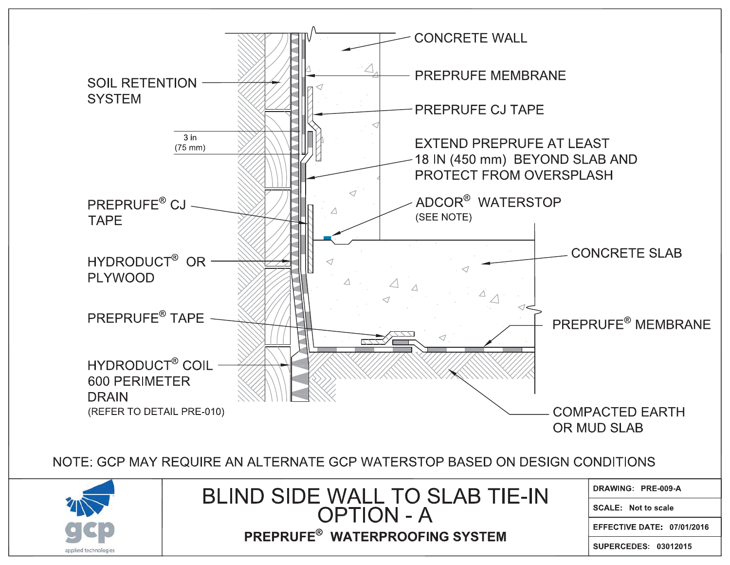CONCRETE WALL

PREPRUFE MEMBRANE

PREPRUFE CJ TAPE

EXTEND PREPRUFE AT LEAST 18 IN (450 mm) BEYOND SLAB AND PROTECT FROM OVERSPLASH

ADCOR® WATERSTOP (SEE NOTE)

CONCRETE SLAB

PREPRUFE® MEMBRANE

COMPACTED EARTH OR MUD SLAB

SOIL RETENTION SYSTEM

3 in (75 mm)

PREPRUFE® CJ TAPE

HYDRODUCT® OR PLYWOOD

PREPRUFE® TAPE

HYDRODUCT® COIL 600 PERIMETER DRAIN (REFER TO DETAIL PRE-010)

NOTE: GCP MAY REQUIRE AN ALTERNATE GCP WATERSTOP BASED ON DESIGN CONDITIONS

gcp applied technologies

# BLIND SIDE WALL TO SLAB TIE-IN OPTION - A

**PREPRUFE® WATERPROOFING SYSTEM**

| | |
|---|---|
| **DRAWING:** | **PRE-009-A** |
| **SCALE:** | **Not to scale** |
| **EFFECTIVE DATE:** | **07/01/2016** |
| **SUPERCEDES:** | **03012015** |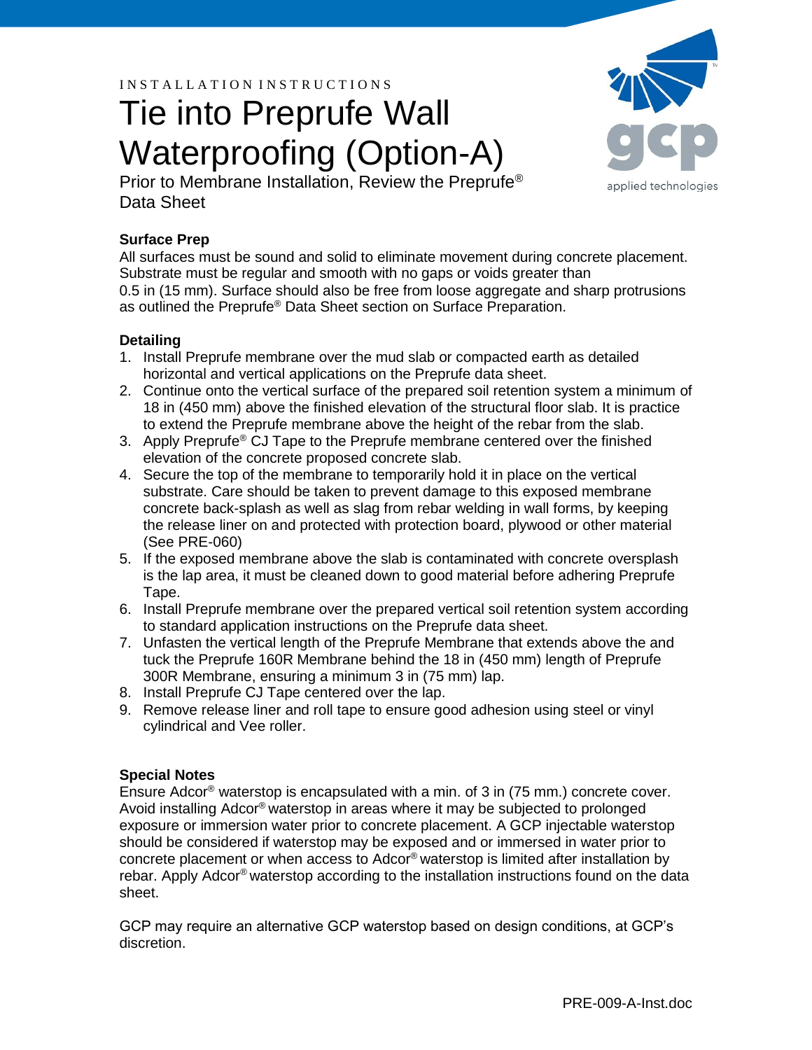INSTALLATION INSTRUCTIONS

# Tie into Preprufe Wall Waterproofing (Option-A)

Prior to Membrane Installation, Review the Preprufe® Data Sheet

### Surface Prep

All surfaces must be sound and solid to eliminate movement during concrete placement. Substrate must be regular and smooth with no gaps or voids greater than 0.5 in (15 mm). Surface should also be free from loose aggregate and sharp protrusions as outlined the Preprufe® Data Sheet section on Surface Preparation.

### Detailing

1. Install Preprufe membrane over the mud slab or compacted earth as detailed horizontal and vertical applications on the Preprufe data sheet.
2. Continue onto the vertical surface of the prepared soil retention system a minimum of 18 in (450 mm) above the finished elevation of the structural floor slab. It is practice to extend the Preprufe membrane above the height of the rebar from the slab.
3. Apply Preprufe® CJ Tape to the Preprufe membrane centered over the finished elevation of the concrete proposed concrete slab.
4. Secure the top of the membrane to temporarily hold it in place on the vertical substrate. Care should be taken to prevent damage to this exposed membrane concrete back-splash as well as slag from rebar welding in wall forms, by keeping the release liner on and protected with protection board, plywood or other material (See PRE-060)
5. If the exposed membrane above the slab is contaminated with concrete oversplash is the lap area, it must be cleaned down to good material before adhering Preprufe Tape.
6. Install Preprufe membrane over the prepared vertical soil retention system according to standard application instructions on the Preprufe data sheet.
7. Unfasten the vertical length of the Preprufe Membrane that extends above the and tuck the Preprufe 160R Membrane behind the 18 in (450 mm) length of Preprufe 300R Membrane, ensuring a minimum 3 in (75 mm) lap.
8. Install Preprufe CJ Tape centered over the lap.
9. Remove release liner and roll tape to ensure good adhesion using steel or vinyl cylindrical and Vee roller.

### Special Notes

Ensure Adcor® waterstop is encapsulated with a min. of 3 in (75 mm.) concrete cover. Avoid installing Adcor® waterstop in areas where it may be subjected to prolonged exposure or immersion water prior to concrete placement. A GCP injectable waterstop should be considered if waterstop may be exposed and or immersed in water prior to concrete placement or when access to Adcor® waterstop is limited after installation by rebar. Apply Adcor® waterstop according to the installation instructions found on the data sheet.

GCP may require an alternative GCP waterstop based on design conditions, at GCP's discretion.

PRE-009-A-Inst.doc